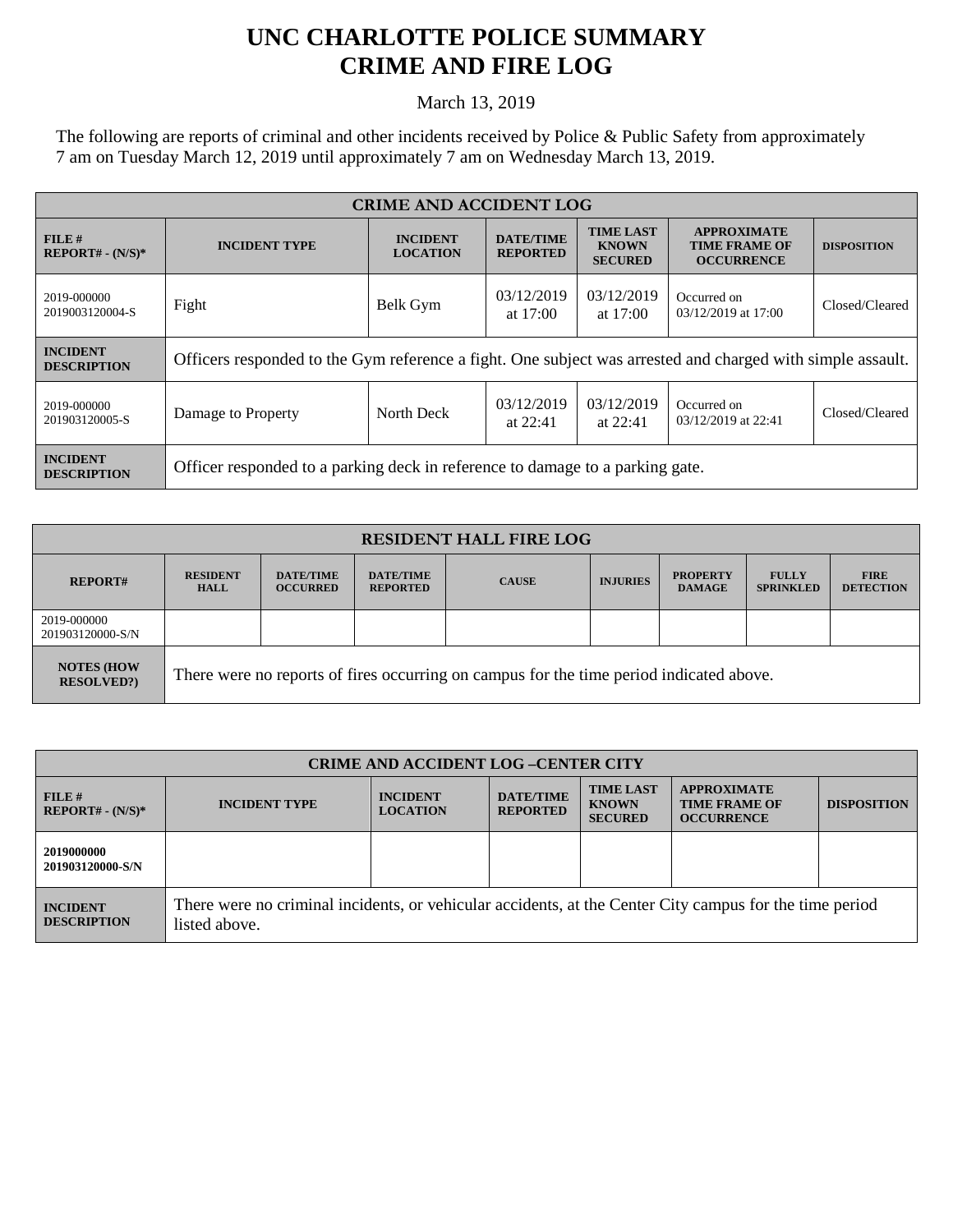# UNC CHARLOTTE POLICE SUMMARY CRIME AND FIRE LOG

March 13, 2019

The following are reports of criminal and other incidents received by Police & Public Safety from approximately 7 am on Tuesday March 12, 2019 until approximately 7 am on Wednesday March 13, 2019.

| CRIME AND ACCIDENT LOG | | | | | | |
|---|---|---|---|---|---|---|
| FILE # REPORT# - (N/S)* | INCIDENT TYPE | INCIDENT LOCATION | DATE/TIME REPORTED | TIME LAST KNOWN SECURED | APPROXIMATE TIME FRAME OF OCCURRENCE | DISPOSITION |
| 2019-000000 2019003120004-S | Fight | Belk Gym | 03/12/2019 at 17:00 | 03/12/2019 at 17:00 | Occurred on 03/12/2019 at 17:00 | Closed/Cleared |
| INCIDENT DESCRIPTION | Officers responded to the Gym reference a fight. One subject was arrested and charged with simple assault. | | | | | |
| 2019-000000 201903120005-S | Damage to Property | North Deck | 03/12/2019 at 22:41 | 03/12/2019 at 22:41 | Occurred on 03/12/2019 at 22:41 | Closed/Cleared |
| INCIDENT DESCRIPTION | Officer responded to a parking deck in reference to damage to a parking gate. | | | | | |

| RESIDENT HALL FIRE LOG | | | | | | | | |
|---|---|---|---|---|---|---|---|---|
| REPORT# | RESIDENT HALL | DATE/TIME OCCURRED | DATE/TIME REPORTED | CAUSE | INJURIES | PROPERTY DAMAGE | FULLY SPRINKLED | FIRE DETECTION |
| 2019-000000 201903120000-S/N | | | | | | | | |
| NOTES (HOW RESOLVED?) | There were no reports of fires occurring on campus for the time period indicated above. | | | | | | | |

| CRIME AND ACCIDENT LOG –CENTER CITY | | | | | | |
|---|---|---|---|---|---|---|
| FILE # REPORT# - (N/S)* | INCIDENT TYPE | INCIDENT LOCATION | DATE/TIME REPORTED | TIME LAST KNOWN SECURED | APPROXIMATE TIME FRAME OF OCCURRENCE | DISPOSITION |
| 2019000000 201903120000-S/N | | | | | | |
| INCIDENT DESCRIPTION | There were no criminal incidents, or vehicular accidents, at the Center City campus for the time period listed above. | | | | | |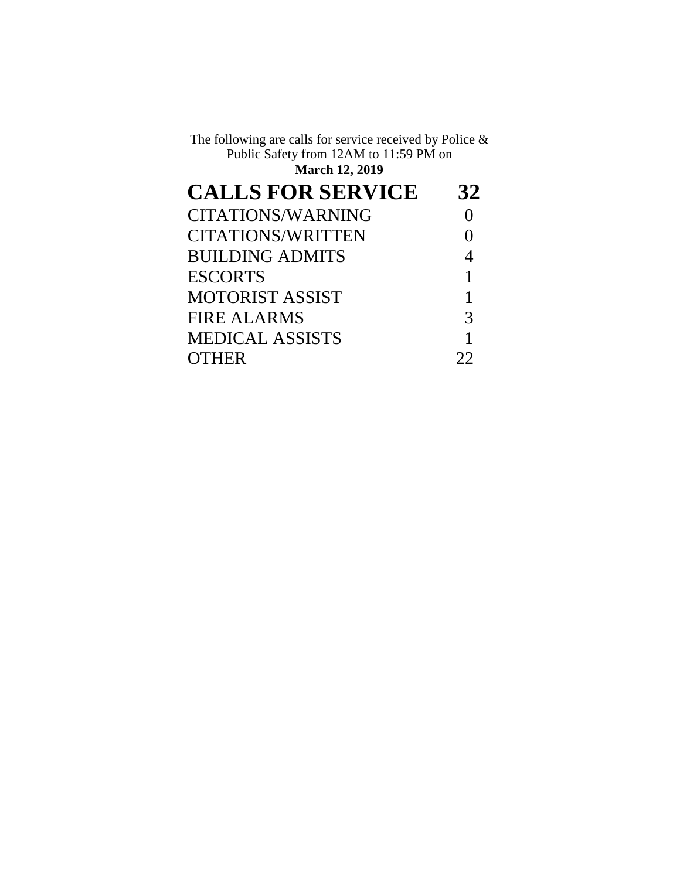The following are calls for service received by Police & Public Safety from 12AM to 11:59 PM on

**March 12, 2019**

| | |
|---|---|
| **CALLS FOR SERVICE** | **32** |
| CITATIONS/WARNING | 0 |
| CITATIONS/WRITTEN | 0 |
| BUILDING ADMITS | 4 |
| ESCORTS | 1 |
| MOTORIST ASSIST | 1 |
| FIRE ALARMS | 3 |
| MEDICAL ASSISTS | 1 |
| OTHER | 22 |